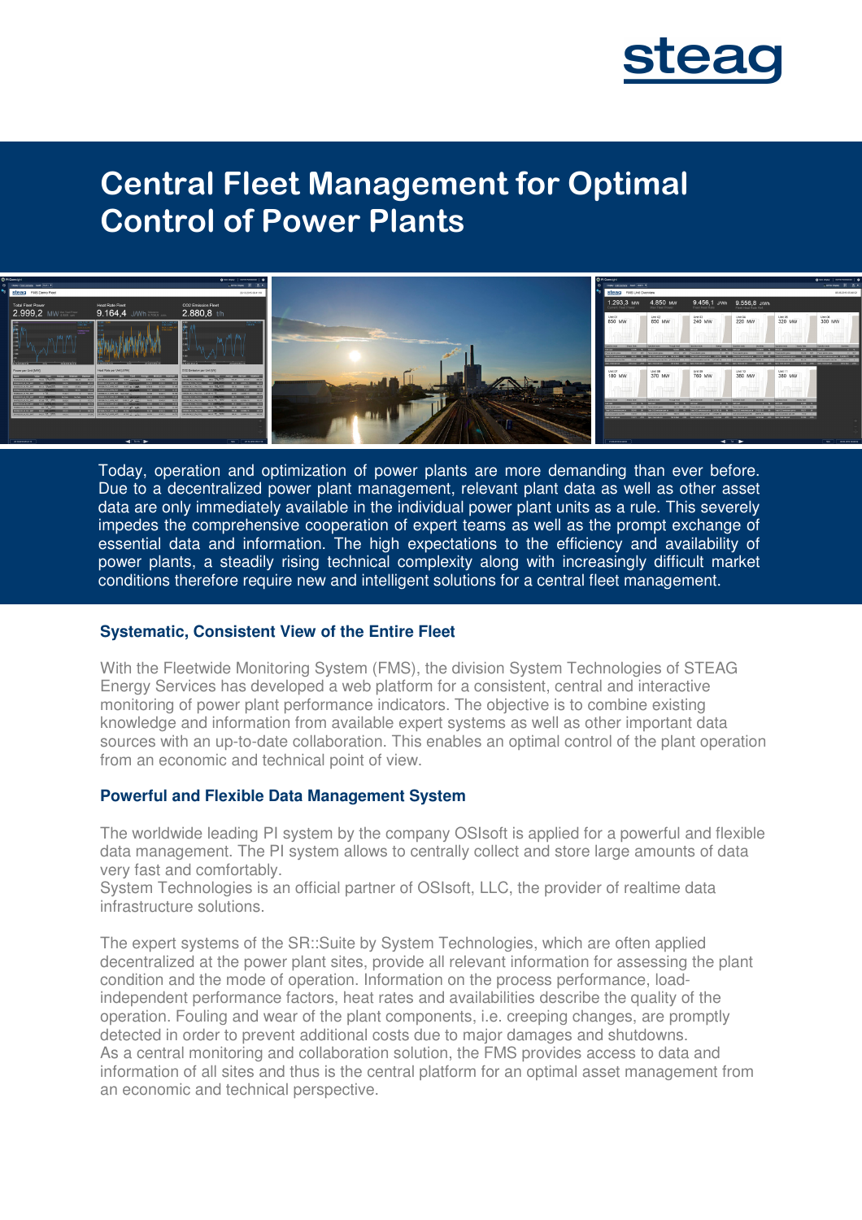# Central Fleet Management for Optimal Control of Power Plants

Today, operation and optimization of power plants are more demanding than ever before. Due to a decentralized power plant management, relevant plant data as well as other asset data are only immediately available in the individual power plant units as a rule. This severely impedes the comprehensive cooperation of expert teams as well as the prompt exchange of essential data and information. The high expectations to the efficiency and availability of power plants, a steadily rising technical complexity along with increasingly difficult market conditions therefore require new and intelligent solutions for a central fleet management.

### Systematic, Consistent View of the Entire Fleet

With the Fleetwide Monitoring System (FMS), the division System Technologies of STEAG Energy Services has developed a web platform for a consistent, central and interactive monitoring of power plant performance indicators. The objective is to combine existing knowledge and information from available expert systems as well as other important data sources with an up-to-date collaboration. This enables an optimal control of the plant operation from an economic and technical point of view.

### Powerful and Flexible Data Management System

The worldwide leading PI system by the company OSIsoft is applied for a powerful and flexible data management. The PI system allows to centrally collect and store large amounts of data very fast and comfortably.
System Technologies is an official partner of OSIsoft, LLC, the provider of realtime data infrastructure solutions.

The expert systems of the SR::Suite by System Technologies, which are often applied decentralized at the power plant sites, provide all relevant information for assessing the plant condition and the mode of operation. Information on the process performance, load-independent performance factors, heat rates and availabilities describe the quality of the operation. Fouling and wear of the plant components, i.e. creeping changes, are promptly detected in order to prevent additional costs due to major damages and shutdowns.
As a central monitoring and collaboration solution, the FMS provides access to data and information of all sites and thus is the central platform for an optimal asset management from an economic and technical perspective.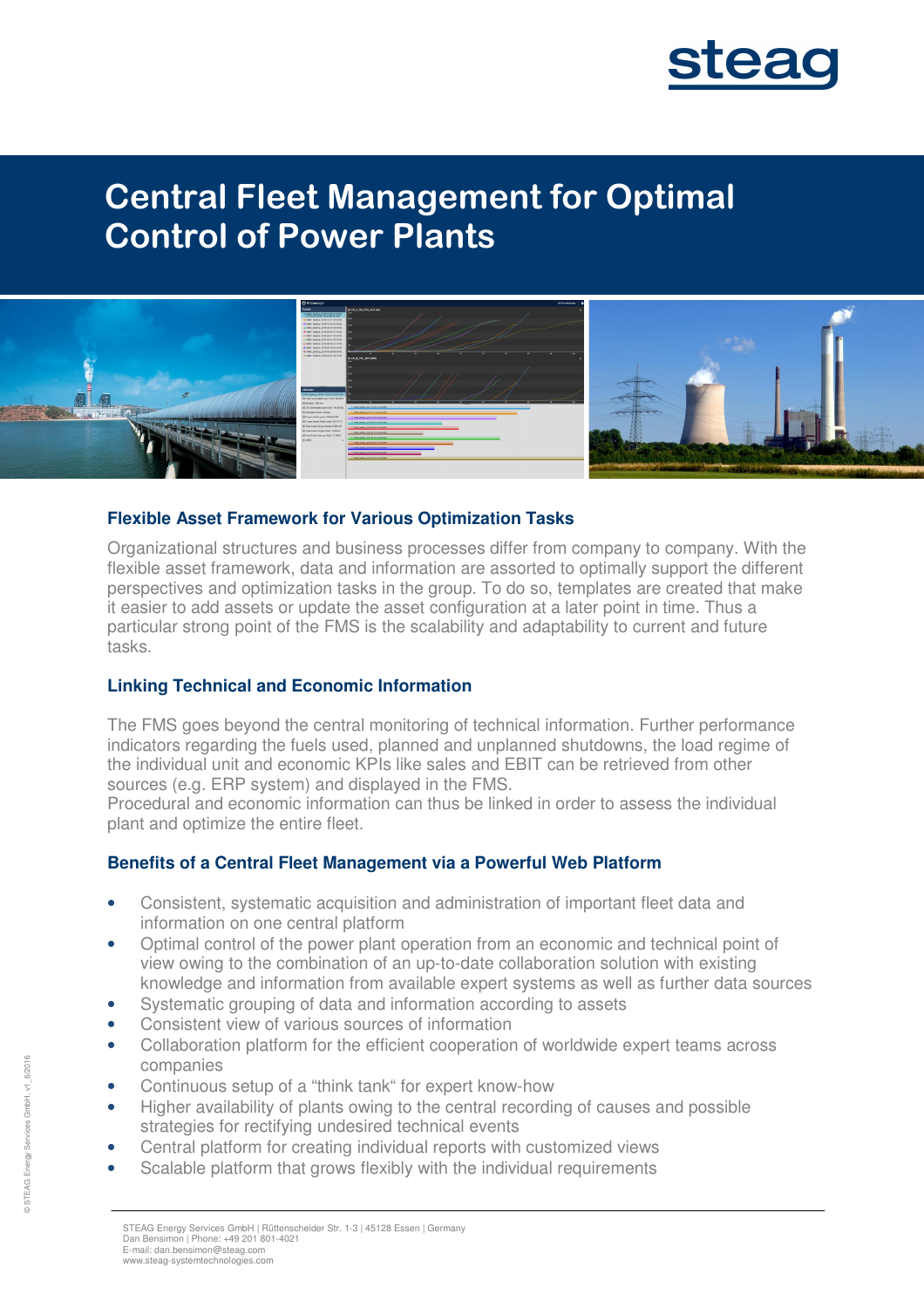# Central Fleet Management for Optimal Control of Power Plants

## Flexible Asset Framework for Various Optimization Tasks

Organizational structures and business processes differ from company to company. With the flexible asset framework, data and information are assorted to optimally support the different perspectives and optimization tasks in the group. To do so, templates are created that make it easier to add assets or update the asset configuration at a later point in time. Thus a particular strong point of the FMS is the scalability and adaptability to current and future tasks.

## Linking Technical and Economic Information

The FMS goes beyond the central monitoring of technical information. Further performance indicators regarding the fuels used, planned and unplanned shutdowns, the load regime of the individual unit and economic KPIs like sales and EBIT can be retrieved from other sources (e.g. ERP system) and displayed in the FMS.
Procedural and economic information can thus be linked in order to assess the individual plant and optimize the entire fleet.

## Benefits of a Central Fleet Management via a Powerful Web Platform

- Consistent, systematic acquisition and administration of important fleet data and information on one central platform
- Optimal control of the power plant operation from an economic and technical point of view owing to the combination of an up-to-date collaboration solution with existing knowledge and information from available expert systems as well as further data sources
- Systematic grouping of data and information according to assets
- Consistent view of various sources of information
- Collaboration platform for the efficient cooperation of worldwide expert teams across companies
- Continuous setup of a “think tank“ for expert know-how
- Higher availability of plants owing to the central recording of causes and possible strategies for rectifying undesired technical events
- Central platform for creating individual reports with customized views
- Scalable platform that grows flexibly with the individual requirements

STEAG Energy Services GmbH | Rüttenscheider Str. 1-3 | 45128 Essen | Germany
Dan Bensimon | Phone: +49 201 801-4021
E-mail: dan.bensimon@steag.com
www.steag-systemtechnologies.com

© STEAG Energy Services GmbH_v1_6/2016